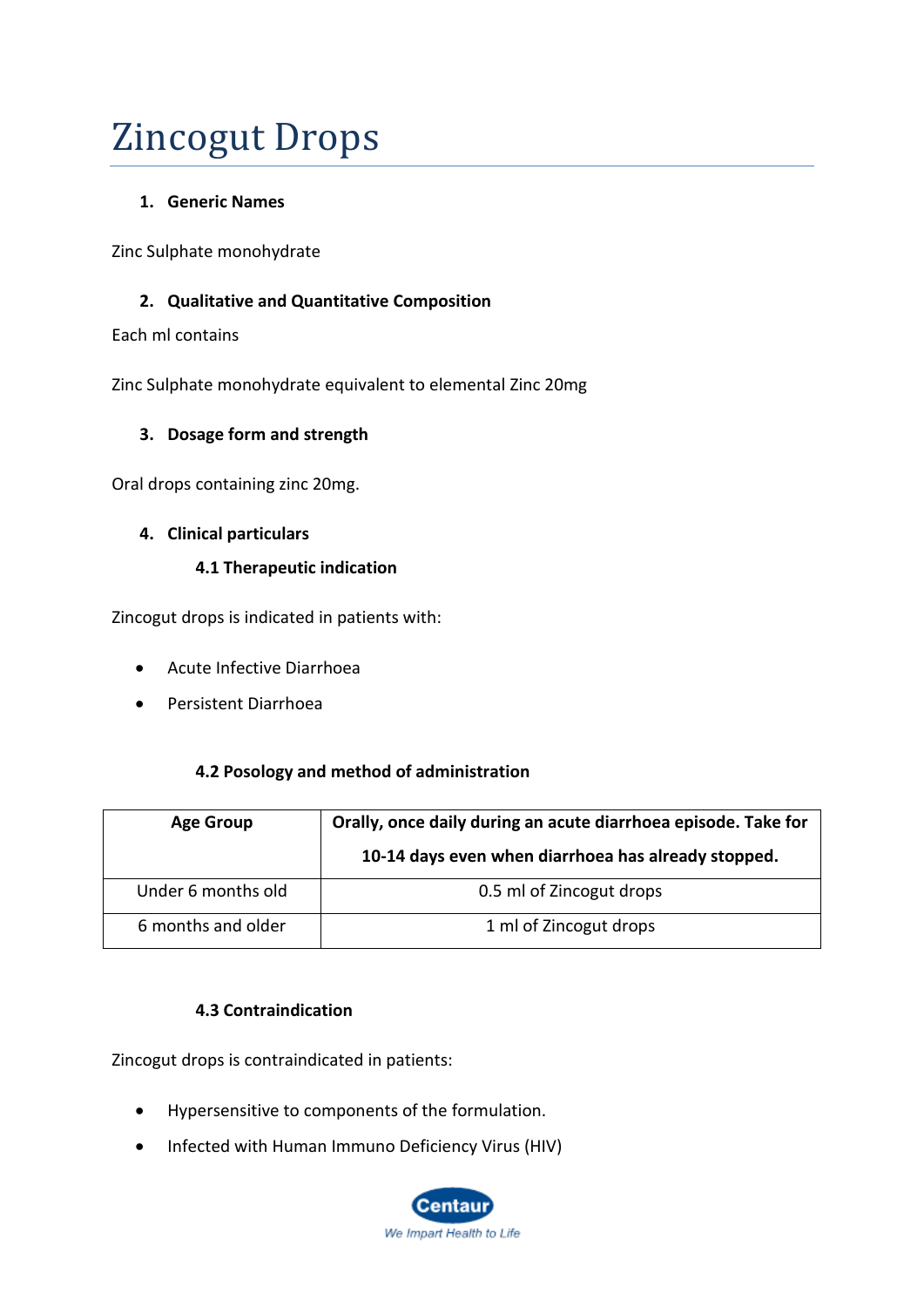# Zincogut Drops

## 1. Generic Names

Zinc Sulphate monohydrate

## 2. Qualitative and Quantitative Composition

Each ml contains

Zinc Sulphate monohydrate equivalent to elemental Zinc 20mg

## 3. Dosage form and strength

Oral drops containing zinc 20mg.

## 4. Clinical particulars

### 4.1 Therapeutic indication

Zincogut drops is indicated in patients with:

- Acute Infective Diarrhoea
- Persistent Diarrhoea

### 4.2 Posology and method of administration

| Age Group | Orally, once daily during an acute diarrhoea episode. Take for 10-14 days even when diarrhoea has already stopped. |
|---|---|
| Under 6 months old | 0.5 ml of Zincogut drops |
| 6 months and older | 1 ml of Zincogut drops |

### 4.3 Contraindication

Zincogut drops is contraindicated in patients:

- Hypersensitive to components of the formulation.
- Infected with Human Immuno Deficiency Virus (HIV)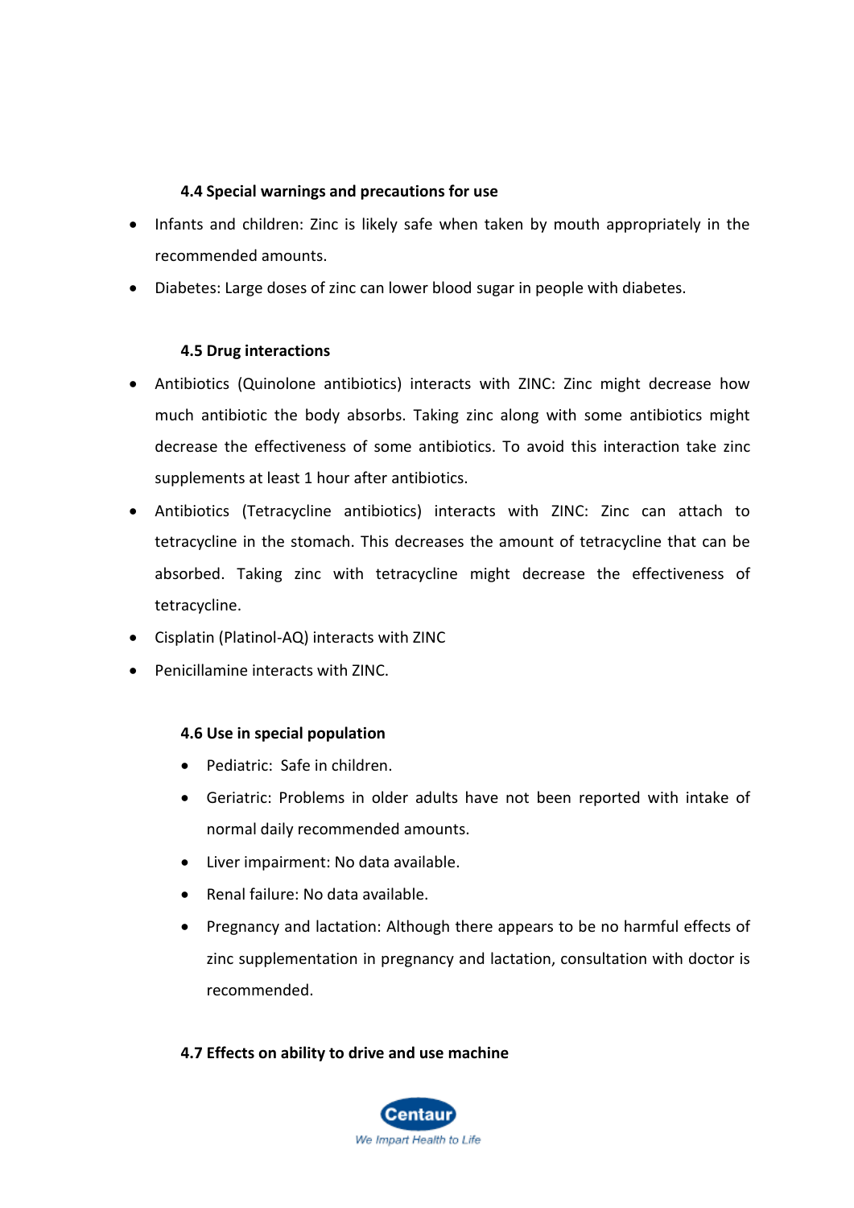#### 4.4 Special warnings and precautions for use

- Infants and children: Zinc is likely safe when taken by mouth appropriately in the recommended amounts.
- Diabetes: Large doses of zinc can lower blood sugar in people with diabetes.

#### 4.5 Drug interactions

- Antibiotics (Quinolone antibiotics) interacts with ZINC: Zinc might decrease how much antibiotic the body absorbs. Taking zinc along with some antibiotics might decrease the effectiveness of some antibiotics. To avoid this interaction take zinc supplements at least 1 hour after antibiotics.
- Antibiotics (Tetracycline antibiotics) interacts with ZINC: Zinc can attach to tetracycline in the stomach. This decreases the amount of tetracycline that can be absorbed. Taking zinc with tetracycline might decrease the effectiveness of tetracycline.
- Cisplatin (Platinol-AQ) interacts with ZINC
- Penicillamine interacts with ZINC.

#### 4.6 Use in special population

- Pediatric: Safe in children.
- Geriatric: Problems in older adults have not been reported with intake of normal daily recommended amounts.
- Liver impairment: No data available.
- Renal failure: No data available.
- Pregnancy and lactation: Although there appears to be no harmful effects of zinc supplementation in pregnancy and lactation, consultation with doctor is recommended.

#### 4.7 Effects on ability to drive and use machine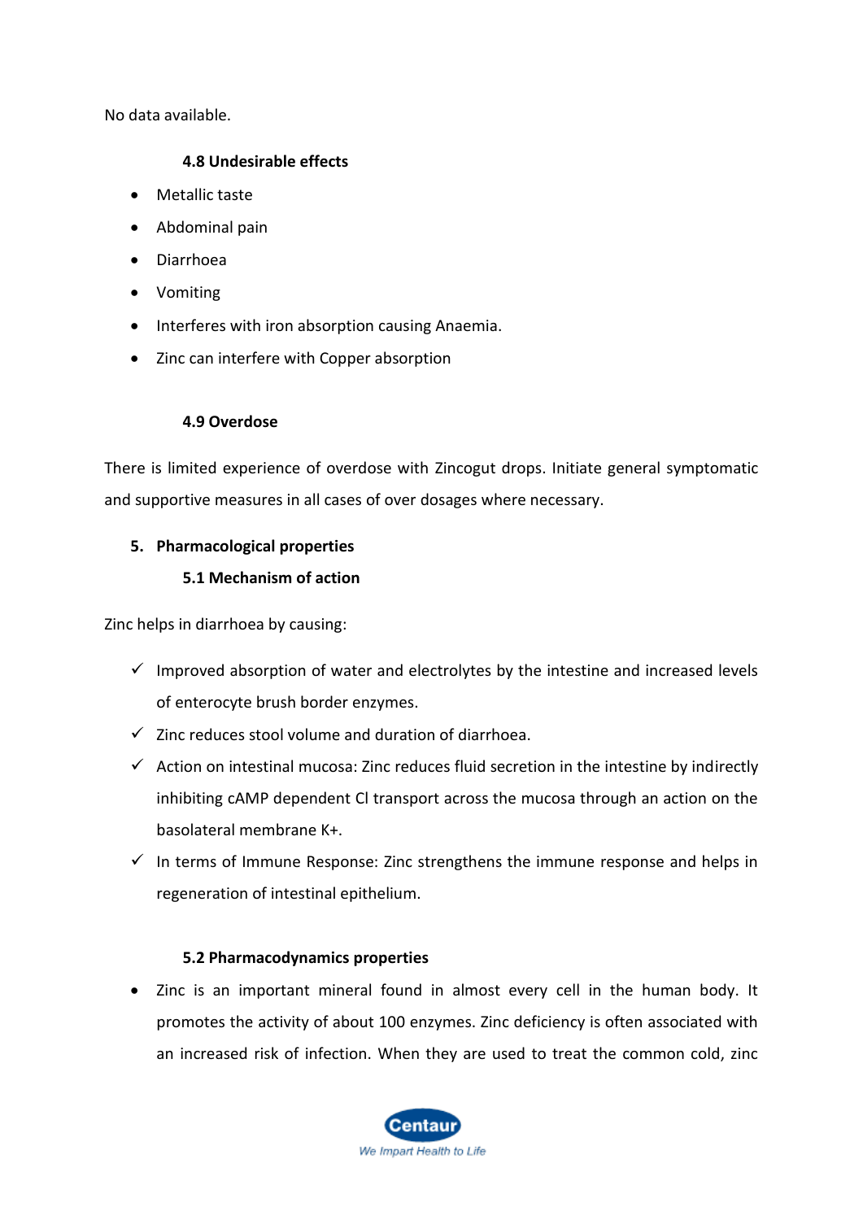No data available.

### 4.8 Undesirable effects

- Metallic taste
- Abdominal pain
- Diarrhoea
- Vomiting
- Interferes with iron absorption causing Anaemia.
- Zinc can interfere with Copper absorption

### 4.9 Overdose

There is limited experience of overdose with Zincogut drops. Initiate general symptomatic and supportive measures in all cases of over dosages where necessary.

## 5. Pharmacological properties

### 5.1 Mechanism of action

Zinc helps in diarrhoea by causing:

- ✓ Improved absorption of water and electrolytes by the intestine and increased levels of enterocyte brush border enzymes.
- ✓ Zinc reduces stool volume and duration of diarrhoea.
- ✓ Action on intestinal mucosa: Zinc reduces fluid secretion in the intestine by indirectly inhibiting cAMP dependent Cl transport across the mucosa through an action on the basolateral membrane K+.
- ✓ In terms of Immune Response: Zinc strengthens the immune response and helps in regeneration of intestinal epithelium.

### 5.2 Pharmacodynamics properties

- Zinc is an important mineral found in almost every cell in the human body. It promotes the activity of about 100 enzymes. Zinc deficiency is often associated with an increased risk of infection. When they are used to treat the common cold, zinc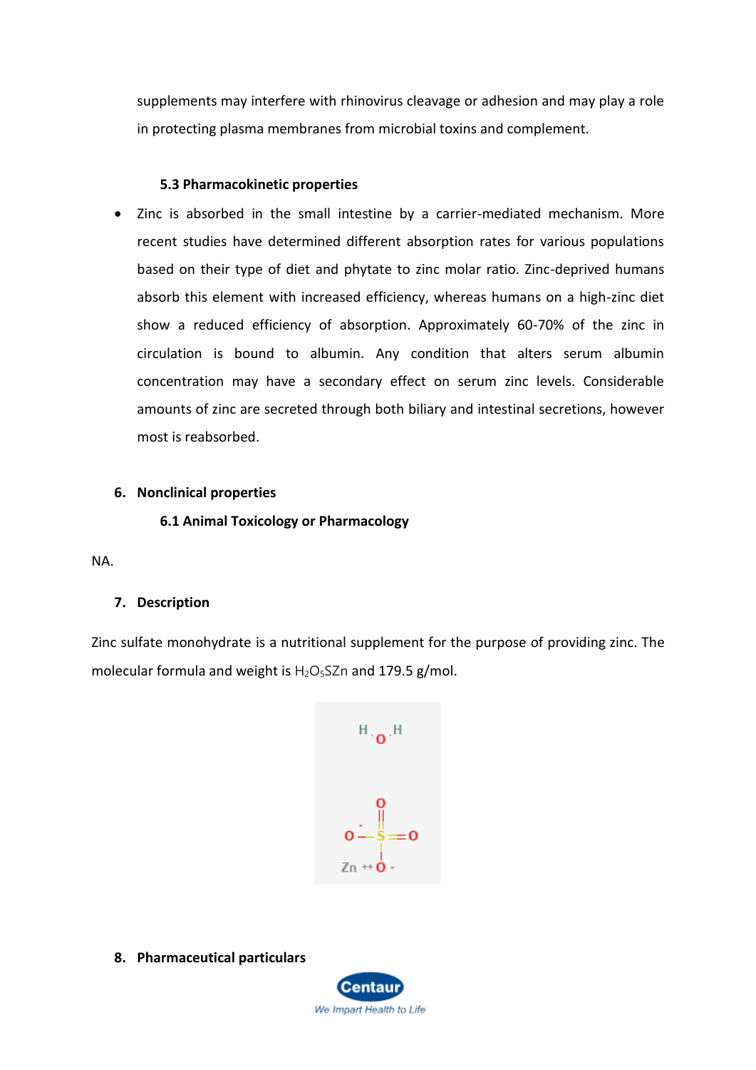supplements may interfere with rhinovirus cleavage or adhesion and may play a role in protecting plasma membranes from microbial toxins and complement.

### 5.3 Pharmacokinetic properties

- Zinc is absorbed in the small intestine by a carrier-mediated mechanism. More recent studies have determined different absorption rates for various populations based on their type of diet and phytate to zinc molar ratio. Zinc-deprived humans absorb this element with increased efficiency, whereas humans on a high-zinc diet show a reduced efficiency of absorption. Approximately 60-70% of the zinc in circulation is bound to albumin. Any condition that alters serum albumin concentration may have a secondary effect on serum zinc levels. Considerable amounts of zinc are secreted through both biliary and intestinal secretions, however most is reabsorbed.

## 6. Nonclinical properties

### 6.1 Animal Toxicology or Pharmacology

NA.

## 7. Description

Zinc sulfate monohydrate is a nutritional supplement for the purpose of providing zinc. The molecular formula and weight is $H_2O_5SZn$ and 179.5 g/mol.

## 8. Pharmaceutical particulars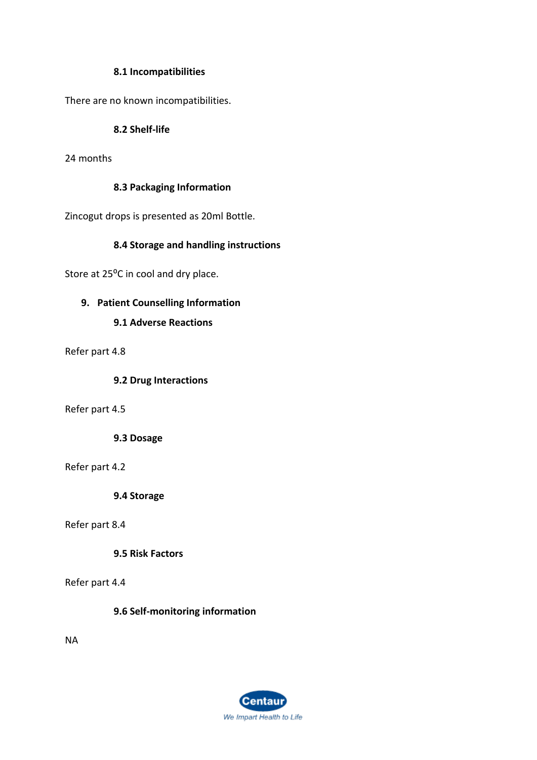### 8.1 Incompatibilities

There are no known incompatibilities.

### 8.2 Shelf-life

24 months

### 8.3 Packaging Information

Zincogut drops is presented as 20ml Bottle.

### 8.4 Storage and handling instructions

Store at $25^{0}$C in cool and dry place.

## 9. Patient Counselling Information

### 9.1 Adverse Reactions

Refer part 4.8

### 9.2 Drug Interactions

Refer part 4.5

### 9.3 Dosage

Refer part 4.2

### 9.4 Storage

Refer part 8.4

### 9.5 Risk Factors

Refer part 4.4

### 9.6 Self-monitoring information

NA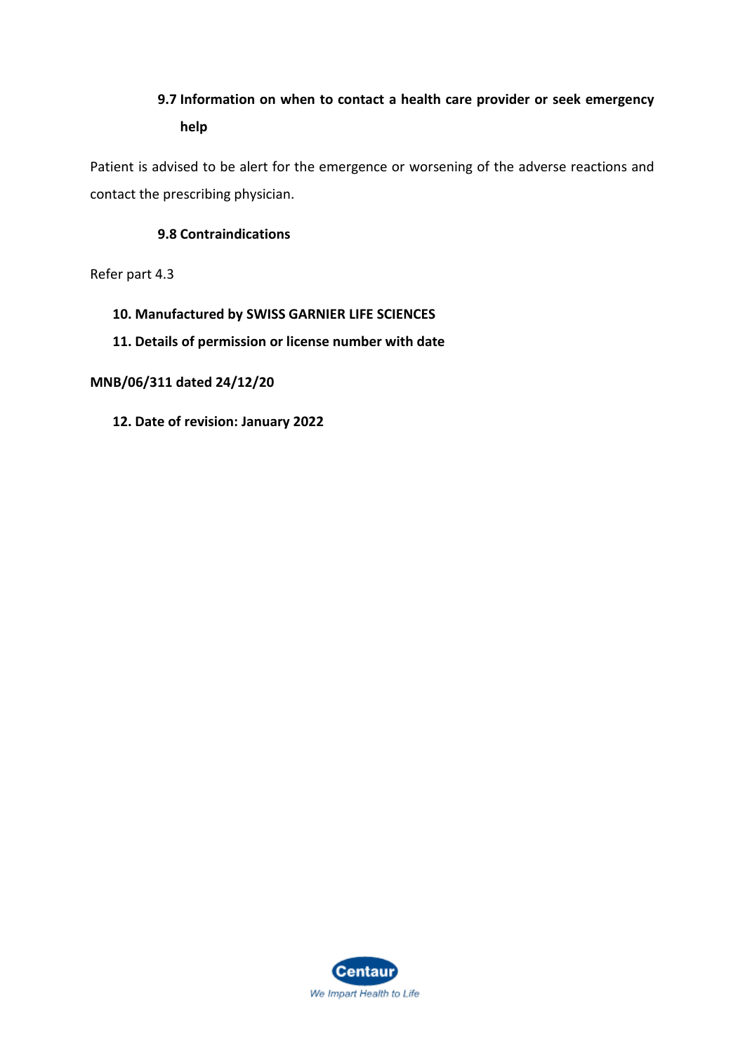### 9.7 Information on when to contact a health care provider or seek emergency help

Patient is advised to be alert for the emergence or worsening of the adverse reactions and contact the prescribing physician.

### 9.8 Contraindications

Refer part 4.3

## 10. Manufactured by SWISS GARNIER LIFE SCIENCES

## 11. Details of permission or license number with date

**MNB/06/311 dated 24/12/20**

## 12. Date of revision: January 2022

Centaur
We Impart Health to Life